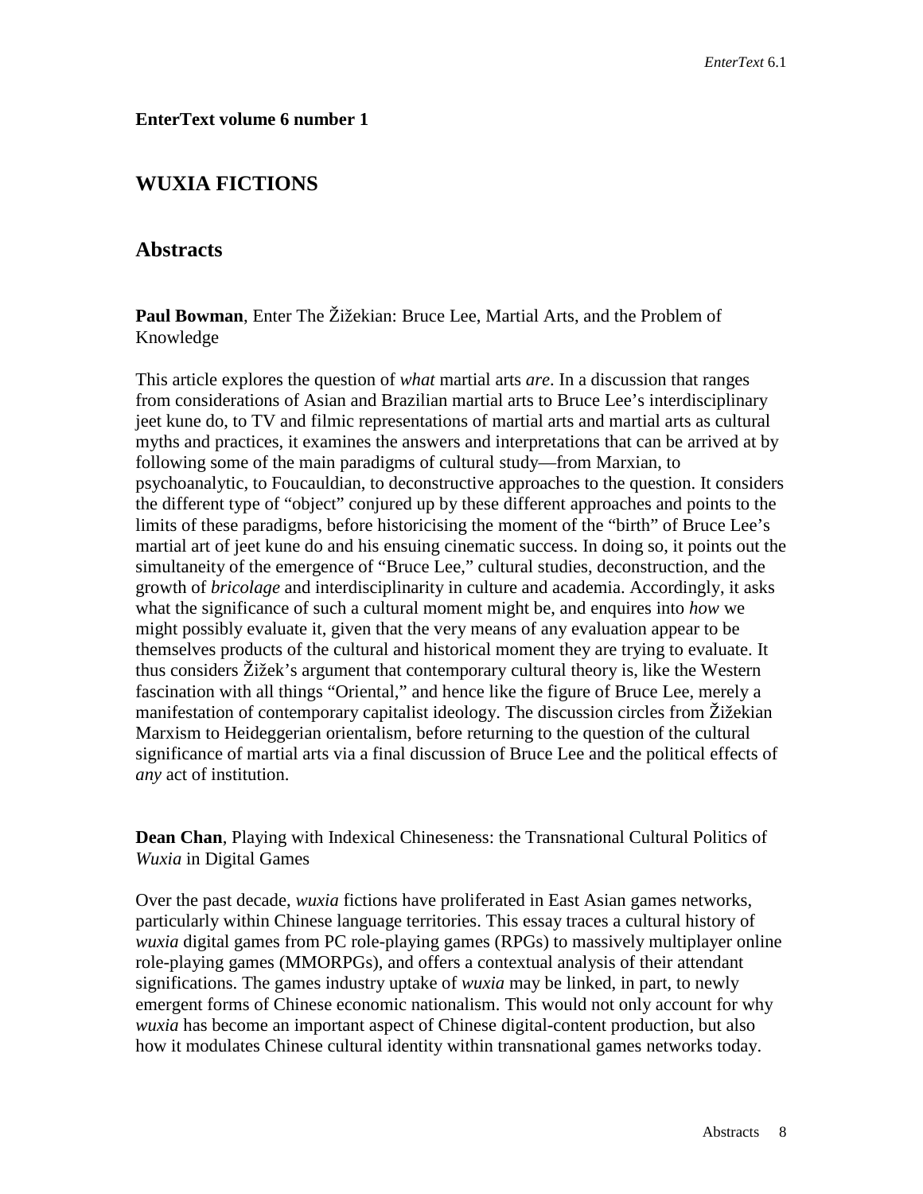**EnterText volume 6 number 1**

## WUXIA FICTIONS

## Abstracts

**Paul Bowman**, Enter The Žižekian: Bruce Lee, Martial Arts, and the Problem of Knowledge

This article explores the question of *what* martial arts *are*. In a discussion that ranges from considerations of Asian and Brazilian martial arts to Bruce Lee's interdisciplinary jeet kune do, to TV and filmic representations of martial arts and martial arts as cultural myths and practices, it examines the answers and interpretations that can be arrived at by following some of the main paradigms of cultural study—from Marxian, to psychoanalytic, to Foucauldian, to deconstructive approaches to the question. It considers the different type of "object" conjured up by these different approaches and points to the limits of these paradigms, before historicising the moment of the "birth" of Bruce Lee's martial art of jeet kune do and his ensuing cinematic success. In doing so, it points out the simultaneity of the emergence of "Bruce Lee," cultural studies, deconstruction, and the growth of *bricolage* and interdisciplinarity in culture and academia. Accordingly, it asks what the significance of such a cultural moment might be, and enquires into *how* we might possibly evaluate it, given that the very means of any evaluation appear to be themselves products of the cultural and historical moment they are trying to evaluate. It thus considers Žižek's argument that contemporary cultural theory is, like the Western fascination with all things "Oriental," and hence like the figure of Bruce Lee, merely a manifestation of contemporary capitalist ideology. The discussion circles from Žižekian Marxism to Heideggerian orientalism, before returning to the question of the cultural significance of martial arts via a final discussion of Bruce Lee and the political effects of *any* act of institution.

**Dean Chan**, Playing with Indexical Chineseness: the Transnational Cultural Politics of *Wuxia* in Digital Games

Over the past decade, *wuxia* fictions have proliferated in East Asian games networks, particularly within Chinese language territories. This essay traces a cultural history of *wuxia* digital games from PC role-playing games (RPGs) to massively multiplayer online role-playing games (MMORPGs), and offers a contextual analysis of their attendant significations. The games industry uptake of *wuxia* may be linked, in part, to newly emergent forms of Chinese economic nationalism. This would not only account for why *wuxia* has become an important aspect of Chinese digital-content production, but also how it modulates Chinese cultural identity within transnational games networks today.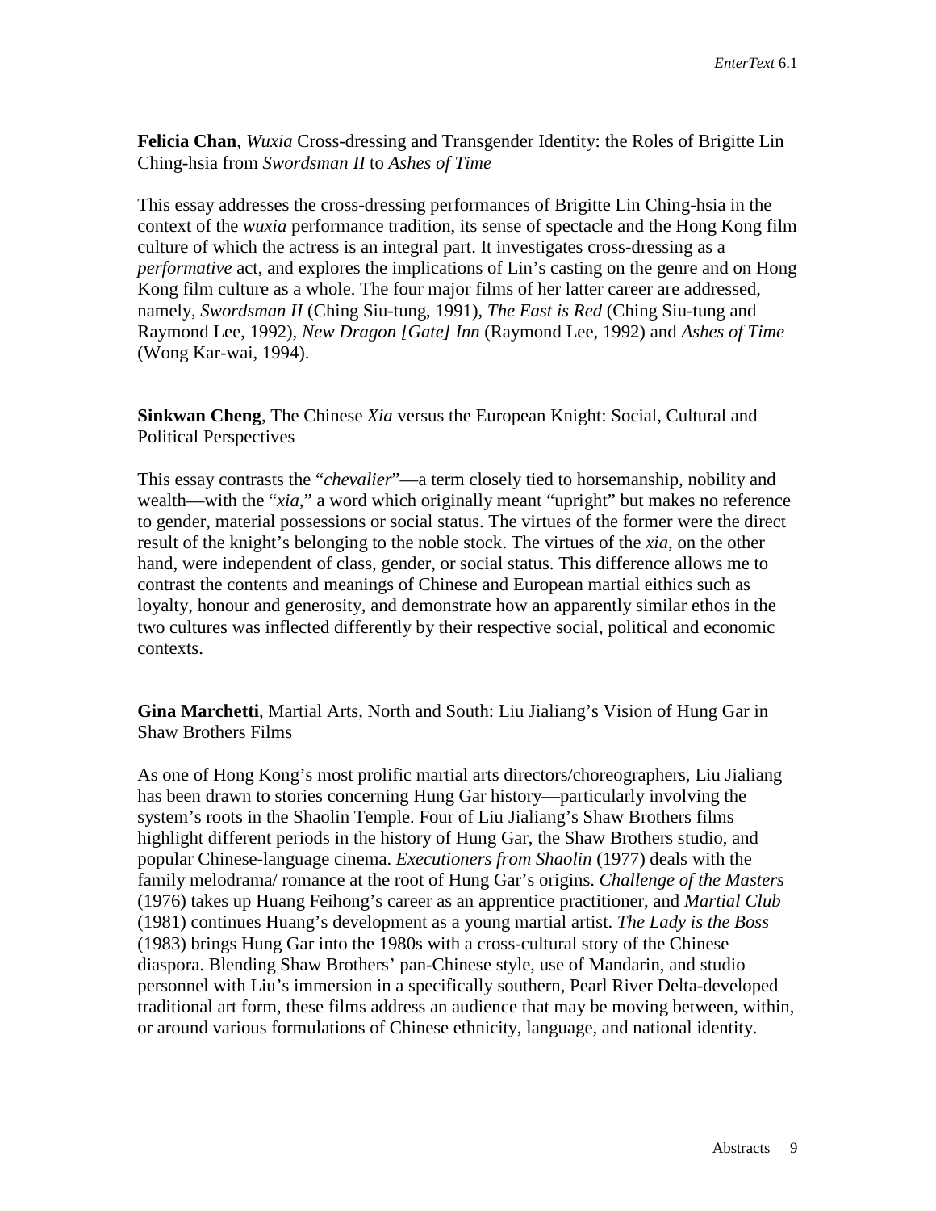**Felicia Chan**, *Wuxia* Cross-dressing and Transgender Identity: the Roles of Brigitte Lin Ching-hsia from *Swordsman II* to *Ashes of Time*

This essay addresses the cross-dressing performances of Brigitte Lin Ching-hsia in the context of the *wuxia* performance tradition, its sense of spectacle and the Hong Kong film culture of which the actress is an integral part. It investigates cross-dressing as a *performative* act, and explores the implications of Lin's casting on the genre and on Hong Kong film culture as a whole. The four major films of her latter career are addressed, namely, *Swordsman II* (Ching Siu-tung, 1991), *The East is Red* (Ching Siu-tung and Raymond Lee, 1992), *New Dragon [Gate] Inn* (Raymond Lee, 1992) and *Ashes of Time* (Wong Kar-wai, 1994).

**Sinkwan Cheng**, The Chinese *Xia* versus the European Knight: Social, Cultural and Political Perspectives

This essay contrasts the "*chevalier*"—a term closely tied to horsemanship, nobility and wealth—with the "*xia*," a word which originally meant "upright" but makes no reference to gender, material possessions or social status. The virtues of the former were the direct result of the knight's belonging to the noble stock. The virtues of the *xia*, on the other hand, were independent of class, gender, or social status. This difference allows me to contrast the contents and meanings of Chinese and European martial eithics such as loyalty, honour and generosity, and demonstrate how an apparently similar ethos in the two cultures was inflected differently by their respective social, political and economic contexts.

**Gina Marchetti**, Martial Arts, North and South: Liu Jialiang's Vision of Hung Gar in Shaw Brothers Films

As one of Hong Kong's most prolific martial arts directors/choreographers, Liu Jialiang has been drawn to stories concerning Hung Gar history—particularly involving the system's roots in the Shaolin Temple. Four of Liu Jialiang's Shaw Brothers films highlight different periods in the history of Hung Gar, the Shaw Brothers studio, and popular Chinese-language cinema. *Executioners from Shaolin* (1977) deals with the family melodrama/ romance at the root of Hung Gar's origins. *Challenge of the Masters* (1976) takes up Huang Feihong's career as an apprentice practitioner, and *Martial Club* (1981) continues Huang's development as a young martial artist. *The Lady is the Boss* (1983) brings Hung Gar into the 1980s with a cross-cultural story of the Chinese diaspora. Blending Shaw Brothers' pan-Chinese style, use of Mandarin, and studio personnel with Liu's immersion in a specifically southern, Pearl River Delta-developed traditional art form, these films address an audience that may be moving between, within, or around various formulations of Chinese ethnicity, language, and national identity.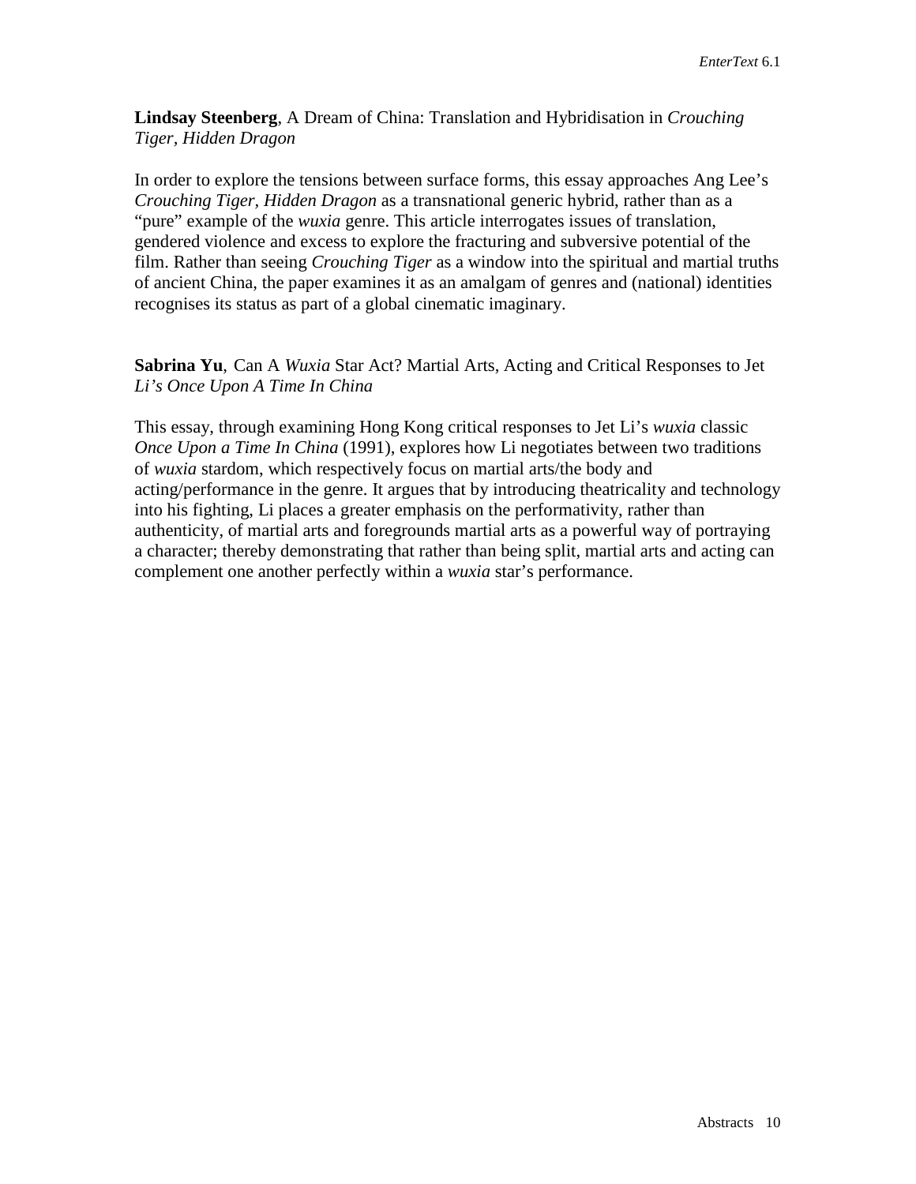**Lindsay Steenberg**, A Dream of China: Translation and Hybridisation in *Crouching Tiger, Hidden Dragon*

In order to explore the tensions between surface forms, this essay approaches Ang Lee's *Crouching Tiger, Hidden Dragon* as a transnational generic hybrid, rather than as a "pure" example of the *wuxia* genre. This article interrogates issues of translation, gendered violence and excess to explore the fracturing and subversive potential of the film. Rather than seeing *Crouching Tiger* as a window into the spiritual and martial truths of ancient China, the paper examines it as an amalgam of genres and (national) identities recognises its status as part of a global cinematic imaginary.

**Sabrina Yu**, Can A *Wuxia* Star Act? Martial Arts, Acting and Critical Responses to Jet *Li's Once Upon A Time In China*

This essay, through examining Hong Kong critical responses to Jet Li's *wuxia* classic *Once Upon a Time In China* (1991), explores how Li negotiates between two traditions of *wuxia* stardom, which respectively focus on martial arts/the body and acting/performance in the genre. It argues that by introducing theatricality and technology into his fighting, Li places a greater emphasis on the performativity, rather than authenticity, of martial arts and foregrounds martial arts as a powerful way of portraying a character; thereby demonstrating that rather than being split, martial arts and acting can complement one another perfectly within a *wuxia* star's performance.